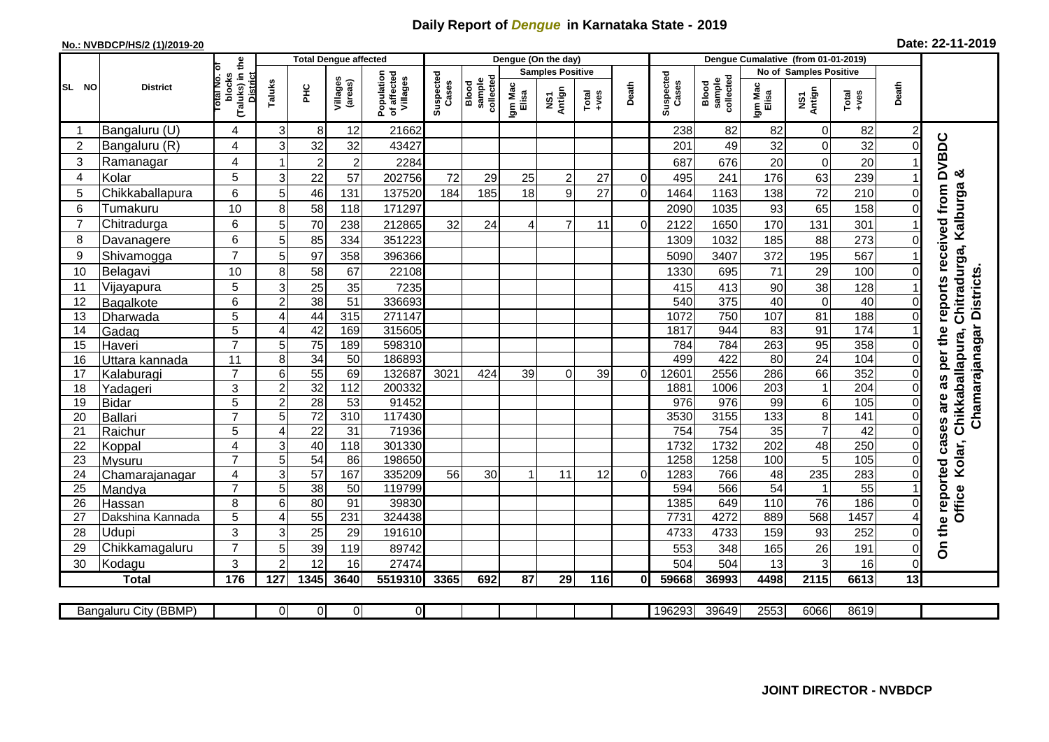# Daily Report of *Dengue* in Karnataka State - 2019

**No.: NVBDCP/HS/2 (1)/2019-20**

**Date: 22-11-2019**

| SL NO | District | Total No. of blocks (Taluks) in the District | Total Dengue affected | | | | Dengue (On the day) | | | | | | Dengue Cumalative (from 01-01-2019) | | | | | | |
|---|---|---|---|---|---|---|---|---|---|---|---|---|---|---|---|---|---|---|---|
| | | | Taluks | PHC | Villages (areas) | Population of affected Villages | Suspected Cases | Blood sample collected | Samples Positive | | | Death | Suspected Cases | Blood sample collected | No of Samples Positive | | | Death | |
| | | | | | | | | | Igm Mac Elisa | NS1 Antign | Total +ves | | | | Igm Mac Elisa | NS1 Antign | Total +ves | | |
| 1 | Bangaluru (U) | 4 | 3 | 8 | 12 | 21662 | | | | | | | 238 | 82 | 82 | 0 | 82 | 2 | On the reported cases are as per the reports received from DVBDC Office Kolar, Chikkaballapura, Chitradurga, Kalburga & Chamarajanagar Districts. |
| 2 | Bangaluru (R) | 4 | 3 | 32 | 32 | 43427 | | | | | | | 201 | 49 | 32 | 0 | 32 | 0 | |
| 3 | Ramanagar | 4 | 1 | 2 | 2 | 2284 | | | | | | | 687 | 676 | 20 | 0 | 20 | 1 | |
| 4 | Kolar | 5 | 3 | 22 | 57 | 202756 | 72 | 29 | 25 | 2 | 27 | 0 | 495 | 241 | 176 | 63 | 239 | 1 | |
| 5 | Chikkaballapura | 6 | 5 | 46 | 131 | 137520 | 184 | 185 | 18 | 9 | 27 | 0 | 1464 | 1163 | 138 | 72 | 210 | 0 | |
| 6 | Tumakuru | 10 | 8 | 58 | 118 | 171297 | | | | | | | 2090 | 1035 | 93 | 65 | 158 | 0 | |
| 7 | Chitradurga | 6 | 5 | 70 | 238 | 212865 | 32 | 24 | 4 | 7 | 11 | 0 | 2122 | 1650 | 170 | 131 | 301 | 1 | |
| 8 | Davanagere | 6 | 5 | 85 | 334 | 351223 | | | | | | | 1309 | 1032 | 185 | 88 | 273 | 0 | |
| 9 | Shivamogga | 7 | 5 | 97 | 358 | 396366 | | | | | | | 5090 | 3407 | 372 | 195 | 567 | 1 | |
| 10 | Belagavi | 10 | 8 | 58 | 67 | 22108 | | | | | | | 1330 | 695 | 71 | 29 | 100 | 0 | |
| 11 | Vijayapura | 5 | 3 | 25 | 35 | 7235 | | | | | | | 415 | 413 | 90 | 38 | 128 | 1 | |
| 12 | Bagalkote | 6 | 2 | 38 | 51 | 336693 | | | | | | | 540 | 375 | 40 | 0 | 40 | 0 | |
| 13 | Dharwada | 5 | 4 | 44 | 315 | 271147 | | | | | | | 1072 | 750 | 107 | 81 | 188 | 0 | |
| 14 | Gadag | 5 | 4 | 42 | 169 | 315605 | | | | | | | 1817 | 944 | 83 | 91 | 174 | 1 | |
| 15 | Haveri | 7 | 5 | 75 | 189 | 598310 | | | | | | | 784 | 784 | 263 | 95 | 358 | 0 | |
| 16 | Uttara kannada | 11 | 8 | 34 | 50 | 186893 | | | | | | | 499 | 422 | 80 | 24 | 104 | 0 | |
| 17 | Kalaburagi | 7 | 6 | 55 | 69 | 132687 | 3021 | 424 | 39 | 0 | 39 | 0 | 12601 | 2556 | 286 | 66 | 352 | 0 | |
| 18 | Yadageri | 3 | 2 | 32 | 112 | 200332 | | | | | | | 1881 | 1006 | 203 | 1 | 204 | 0 | |
| 19 | Bidar | 5 | 2 | 28 | 53 | 91452 | | | | | | | 976 | 976 | 99 | 6 | 105 | 0 | |
| 20 | Ballari | 7 | 5 | 72 | 310 | 117430 | | | | | | | 3530 | 3155 | 133 | 8 | 141 | 0 | |
| 21 | Raichur | 5 | 4 | 22 | 31 | 71936 | | | | | | | 754 | 754 | 35 | 7 | 42 | 0 | |
| 22 | Koppal | 4 | 3 | 40 | 118 | 301330 | | | | | | | 1732 | 1732 | 202 | 48 | 250 | 0 | |
| 23 | Mysuru | 7 | 5 | 54 | 86 | 198650 | | | | | | | 1258 | 1258 | 100 | 5 | 105 | 0 | |
| 24 | Chamarajanagar | 4 | 3 | 57 | 167 | 335209 | 56 | 30 | 1 | 11 | 12 | 0 | 1283 | 766 | 48 | 235 | 283 | 0 | |
| 25 | Mandya | 7 | 5 | 38 | 50 | 119799 | | | | | | | 594 | 566 | 54 | 1 | 55 | 1 | |
| 26 | Hassan | 8 | 6 | 80 | 91 | 39830 | | | | | | | 1385 | 649 | 110 | 76 | 186 | 0 | |
| 27 | Dakshina Kannada | 5 | 4 | 55 | 231 | 324438 | | | | | | | 7731 | 4272 | 889 | 568 | 1457 | 4 | |
| 28 | Udupi | 3 | 3 | 25 | 29 | 191610 | | | | | | | 4733 | 4733 | 159 | 93 | 252 | 0 | |
| 29 | Chikkamagaluru | 7 | 5 | 39 | 119 | 89742 | | | | | | | 553 | 348 | 165 | 26 | 191 | 0 | |
| 30 | Kodagu | 3 | 2 | 12 | 16 | 27474 | | | | | | | 504 | 504 | 13 | 3 | 16 | 0 | |
| | **Total** | **176** | **127** | **1345** | **3640** | **5519310** | **3365** | **692** | **87** | **29** | **116** | **0** | **59668** | **36993** | **4498** | **2115** | **6613** | **13** | |

| Bangaluru City (BBMP) | | 0 | 0 | 0 | 0 | | | | | | | 196293 | 39649 | 2553 | 6066 | 8619 | | |
|---|---|---|---|---|---|---|---|---|---|---|---|---|---|---|---|---|---|---|

**JOINT DIRECTOR - NVBDCP**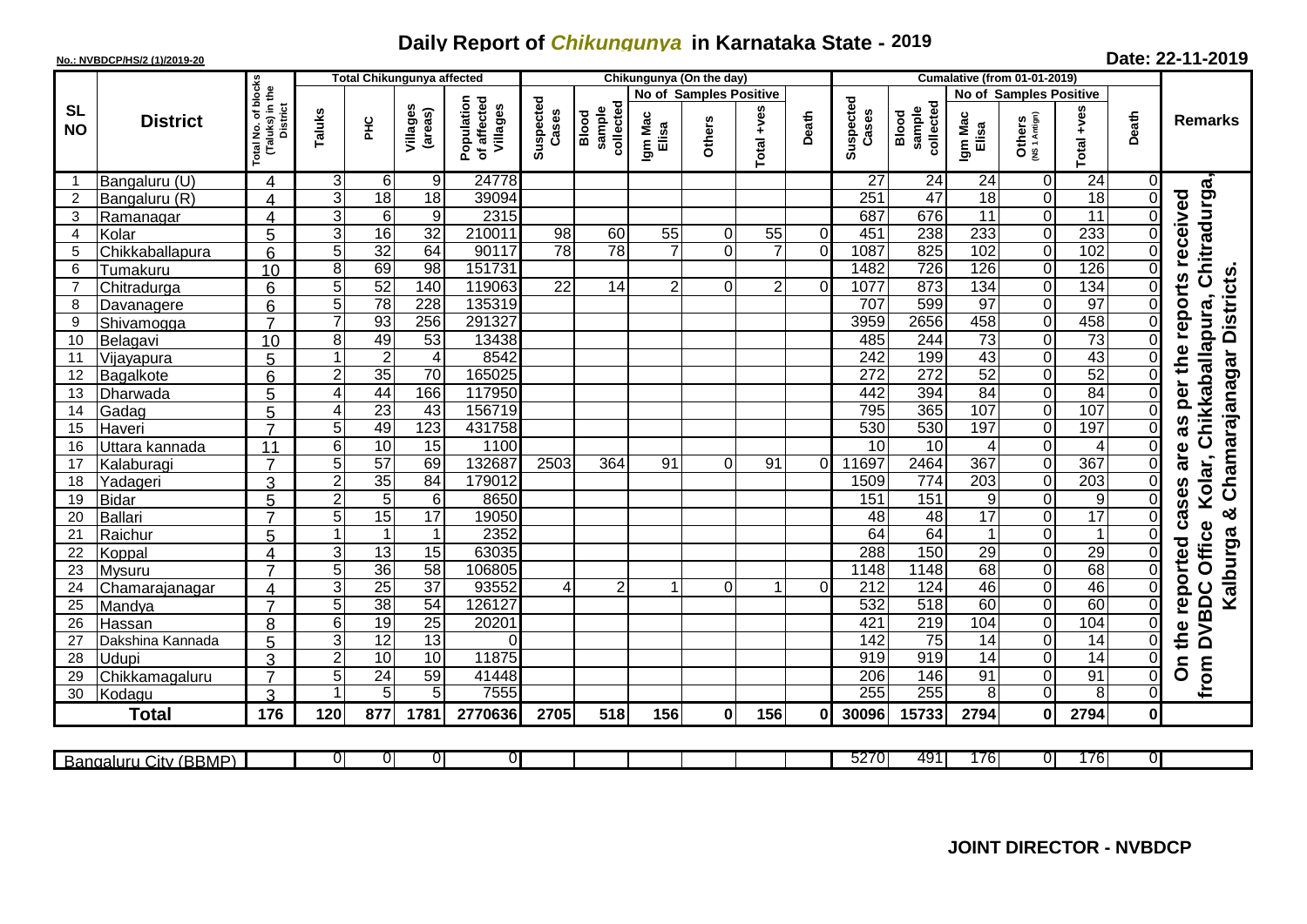# Daily Report of *Chikungunya* in Karnataka State - 2019

**No.: NVBDCP/HS/2 (1)/2019-20**

**Date: 22-11-2019**

| SL NO | District | Total No. of blocks (Taluks) in the District | Total Chikungunya affected | | | | Chikungunya (On the day) | | | | | | | Cumalative (from 01-01-2019) | | | | | | | Remarks |
|---|---|---|---|---|---|---|---|---|---|---|---|---|---|---|---|---|---|---|---|---|---|
| | | | Taluks | PHC | Villages (areas) | Population of affected Villages | Suspected Cases | Blood sample collected | No of Samples Positive | | | Death | Suspected Cases | Blood sample collected | No of Samples Positive | | | Death | |
| | | | | | | | | | Igm Mac Elisa | Others | Total +ves | | | | Igm Mac Elisa | Others (NS 1 Antign) | Total +ves | | |
| 1 | Bangaluru (U) | 4 | 3 | 6 | 9 | 24778 | | | | | | | 27 | 24 | 24 | 0 | 24 | 0 | On the reported cases are as per the reports received from DVBDC Office Kolar, Chikkaballapura, Chitradurga, Kalburga & Chamarajanagar Districts. |
| 2 | Bangaluru (R) | 4 | 3 | 18 | 18 | 39094 | | | | | | | 251 | 47 | 18 | 0 | 18 | 0 | |
| 3 | Ramanagar | 4 | 3 | 6 | 9 | 2315 | | | | | | | 687 | 676 | 11 | 0 | 11 | 0 | |
| 4 | Kolar | 5 | 3 | 16 | 32 | 210011 | 98 | 60 | 55 | 0 | 55 | 0 | 451 | 238 | 233 | 0 | 233 | 0 | |
| 5 | Chikkaballapura | 6 | 5 | 32 | 64 | 90117 | 78 | 78 | 7 | 0 | 7 | 0 | 1087 | 825 | 102 | 0 | 102 | 0 | |
| 6 | Tumakuru | 10 | 8 | 69 | 98 | 151731 | | | | | | | 1482 | 726 | 126 | 0 | 126 | 0 | |
| 7 | Chitradurga | 6 | 5 | 52 | 140 | 119063 | 22 | 14 | 2 | 0 | 2 | 0 | 1077 | 873 | 134 | 0 | 134 | 0 | |
| 8 | Davanagere | 6 | 5 | 78 | 228 | 135319 | | | | | | | 707 | 599 | 97 | 0 | 97 | 0 | |
| 9 | Shivamogga | 7 | 7 | 93 | 256 | 291327 | | | | | | | 3959 | 2656 | 458 | 0 | 458 | 0 | |
| 10 | Belagavi | 10 | 8 | 49 | 53 | 13438 | | | | | | | 485 | 244 | 73 | 0 | 73 | 0 | |
| 11 | Vijayapura | 5 | 1 | 2 | 4 | 8542 | | | | | | | 242 | 199 | 43 | 0 | 43 | 0 | |
| 12 | Bagalkote | 6 | 2 | 35 | 70 | 165025 | | | | | | | 272 | 272 | 52 | 0 | 52 | 0 | |
| 13 | Dharwada | 5 | 4 | 44 | 166 | 117950 | | | | | | | 442 | 394 | 84 | 0 | 84 | 0 | |
| 14 | Gadag | 5 | 4 | 23 | 43 | 156719 | | | | | | | 795 | 365 | 107 | 0 | 107 | 0 | |
| 15 | Haveri | 7 | 5 | 49 | 123 | 431758 | | | | | | | 530 | 530 | 197 | 0 | 197 | 0 | |
| 16 | Uttara kannada | 11 | 6 | 10 | 15 | 1100 | | | | | | | 10 | 10 | 4 | 0 | 4 | 0 | |
| 17 | Kalaburagi | 7 | 5 | 57 | 69 | 132687 | 2503 | 364 | 91 | 0 | 91 | 0 | 11697 | 2464 | 367 | 0 | 367 | 0 | |
| 18 | Yadageri | 3 | 2 | 35 | 84 | 179012 | | | | | | | 1509 | 774 | 203 | 0 | 203 | 0 | |
| 19 | Bidar | 5 | 2 | 5 | 6 | 8650 | | | | | | | 151 | 151 | 9 | 0 | 9 | 0 | |
| 20 | Ballari | 7 | 5 | 15 | 17 | 19050 | | | | | | | 48 | 48 | 17 | 0 | 17 | 0 | |
| 21 | Raichur | 5 | 1 | 1 | 1 | 2352 | | | | | | | 64 | 64 | 1 | 0 | 1 | 0 | |
| 22 | Koppal | 4 | 3 | 13 | 15 | 63035 | | | | | | | 288 | 150 | 29 | 0 | 29 | 0 | |
| 23 | Mysuru | 7 | 5 | 36 | 58 | 106805 | | | | | | | 1148 | 1148 | 68 | 0 | 68 | 0 | |
| 24 | Chamarajanagar | 4 | 3 | 25 | 37 | 93552 | 4 | 2 | 1 | 0 | 1 | 0 | 212 | 124 | 46 | 0 | 46 | 0 | |
| 25 | Mandya | 7 | 5 | 38 | 54 | 126127 | | | | | | | 532 | 518 | 60 | 0 | 60 | 0 | |
| 26 | Hassan | 8 | 6 | 19 | 25 | 20201 | | | | | | | 421 | 219 | 104 | 0 | 104 | 0 | |
| 27 | Dakshina Kannada | 5 | 3 | 12 | 13 | 0 | | | | | | | 142 | 75 | 14 | 0 | 14 | 0 | |
| 28 | Udupi | 3 | 2 | 10 | 10 | 11875 | | | | | | | 919 | 919 | 14 | 0 | 14 | 0 | |
| 29 | Chikkamagaluru | 7 | 5 | 24 | 59 | 41448 | | | | | | | 206 | 146 | 91 | 0 | 91 | 0 | |
| 30 | Kodagu | 3 | 1 | 5 | 5 | 7555 | | | | | | | 255 | 255 | 8 | 0 | 8 | 0 | |
| | **Total** | **176** | **120** | **877** | **1781** | **2770636** | **2705** | **518** | **156** | **0** | **156** | **0** | **30096** | **15733** | **2794** | **0** | **2794** | **0** | |

| | | | | | | | | | | | | | | | | | | |
|---|---|---|---|---|---|---|---|---|---|---|---|---|---|---|---|---|---|---|
| Bangaluru City (BBMP) | | 0 | 0 | 0 | 0 | | | | | | | 5270 | 491 | 176 | 0 | 176 | 0 | |

**JOINT DIRECTOR - NVBDCP**